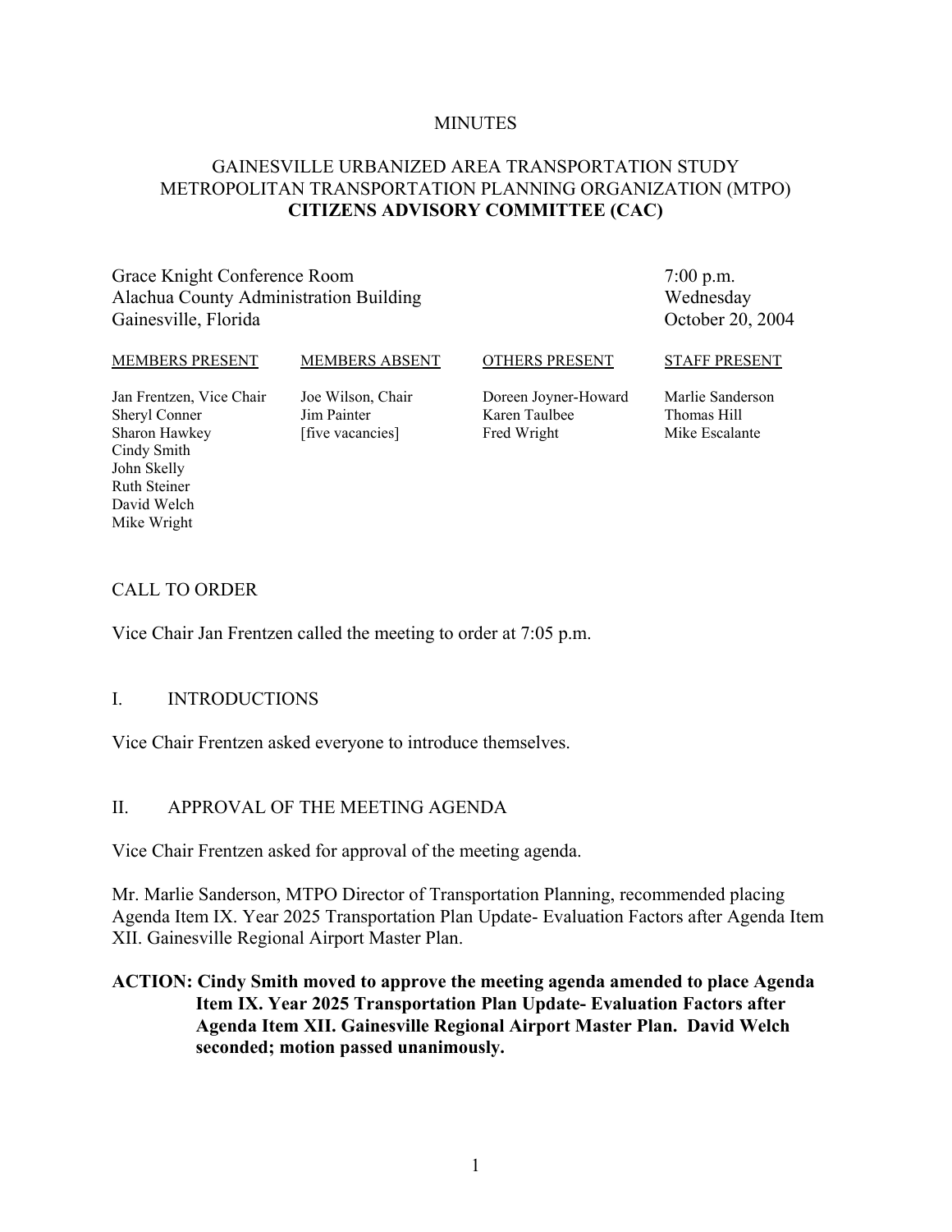MINUTES

# GAINESVILLE URBANIZED AREA TRANSPORTATION STUDY
# METROPOLITAN TRANSPORTATION PLANNING ORGANIZATION (MTPO)
# CITIZENS ADVISORY COMMITTEE (CAC)

Grace Knight Conference Room
Alachua County Administration Building
Gainesville, Florida

7:00 p.m.
Wednesday
October 20, 2004

| MEMBERS PRESENT | MEMBERS ABSENT | OTHERS PRESENT | STAFF PRESENT |
|---|---|---|---|
| Jan Frentzen, Vice Chair | Joe Wilson, Chair | Doreen Joyner-Howard | Marlie Sanderson |
| Sheryl Conner | Jim Painter | Karen Taulbee | Thomas Hill |
| Sharon Hawkey | [five vacancies] | Fred Wright | Mike Escalante |
| Cindy Smith | | | |
| John Skelly | | | |
| Ruth Steiner | | | |
| David Welch | | | |
| Mike Wright | | | |

## CALL TO ORDER

Vice Chair Jan Frentzen called the meeting to order at 7:05 p.m.

## I. INTRODUCTIONS

Vice Chair Frentzen asked everyone to introduce themselves.

## II. APPROVAL OF THE MEETING AGENDA

Vice Chair Frentzen asked for approval of the meeting agenda.

Mr. Marlie Sanderson, MTPO Director of Transportation Planning, recommended placing Agenda Item IX. Year 2025 Transportation Plan Update- Evaluation Factors after Agenda Item XII. Gainesville Regional Airport Master Plan.

**ACTION: Cindy Smith moved to approve the meeting agenda amended to place Agenda Item IX. Year 2025 Transportation Plan Update- Evaluation Factors after Agenda Item XII. Gainesville Regional Airport Master Plan. David Welch seconded; motion passed unanimously.**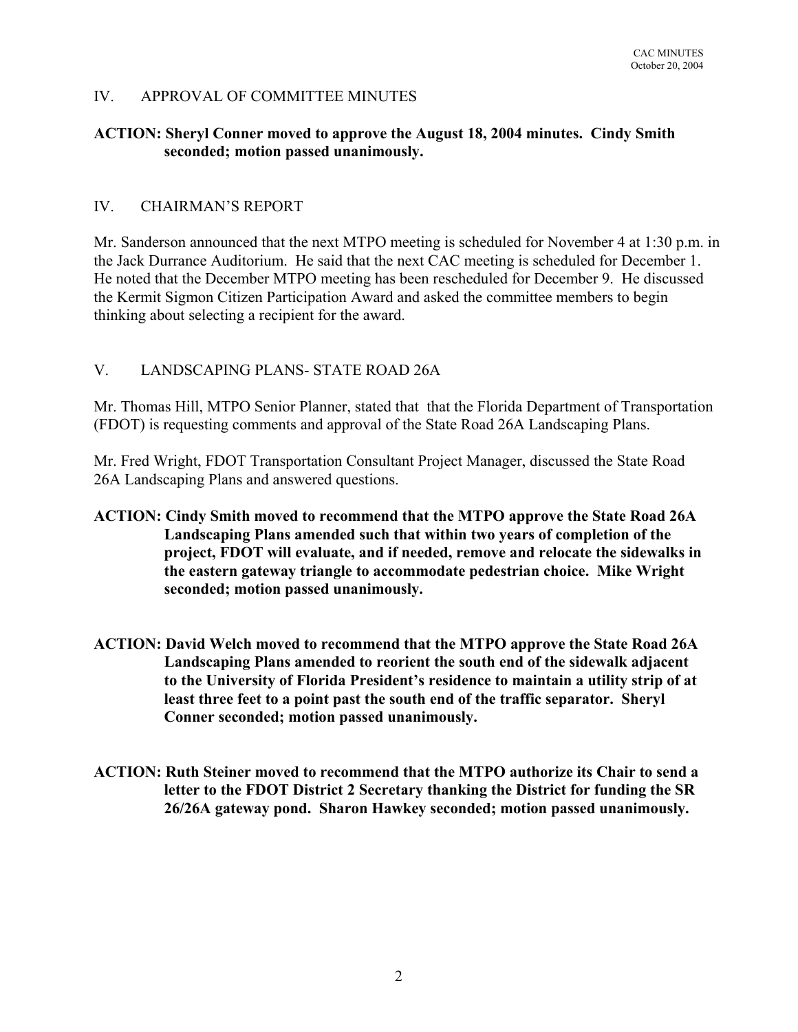## IV. APPROVAL OF COMMITTEE MINUTES

**ACTION: Sheryl Conner moved to approve the August 18, 2004 minutes. Cindy Smith seconded; motion passed unanimously.**

## IV. CHAIRMAN'S REPORT

Mr. Sanderson announced that the next MTPO meeting is scheduled for November 4 at 1:30 p.m. in the Jack Durrance Auditorium. He said that the next CAC meeting is scheduled for December 1. He noted that the December MTPO meeting has been rescheduled for December 9. He discussed the Kermit Sigmon Citizen Participation Award and asked the committee members to begin thinking about selecting a recipient for the award.

## V. LANDSCAPING PLANS- STATE ROAD 26A

Mr. Thomas Hill, MTPO Senior Planner, stated that that the Florida Department of Transportation (FDOT) is requesting comments and approval of the State Road 26A Landscaping Plans.

Mr. Fred Wright, FDOT Transportation Consultant Project Manager, discussed the State Road 26A Landscaping Plans and answered questions.

**ACTION: Cindy Smith moved to recommend that the MTPO approve the State Road 26A Landscaping Plans amended such that within two years of completion of the project, FDOT will evaluate, and if needed, remove and relocate the sidewalks in the eastern gateway triangle to accommodate pedestrian choice. Mike Wright seconded; motion passed unanimously.**

**ACTION: David Welch moved to recommend that the MTPO approve the State Road 26A Landscaping Plans amended to reorient the south end of the sidewalk adjacent to the University of Florida President's residence to maintain a utility strip of at least three feet to a point past the south end of the traffic separator. Sheryl Conner seconded; motion passed unanimously.**

**ACTION: Ruth Steiner moved to recommend that the MTPO authorize its Chair to send a letter to the FDOT District 2 Secretary thanking the District for funding the SR 26/26A gateway pond. Sharon Hawkey seconded; motion passed unanimously.**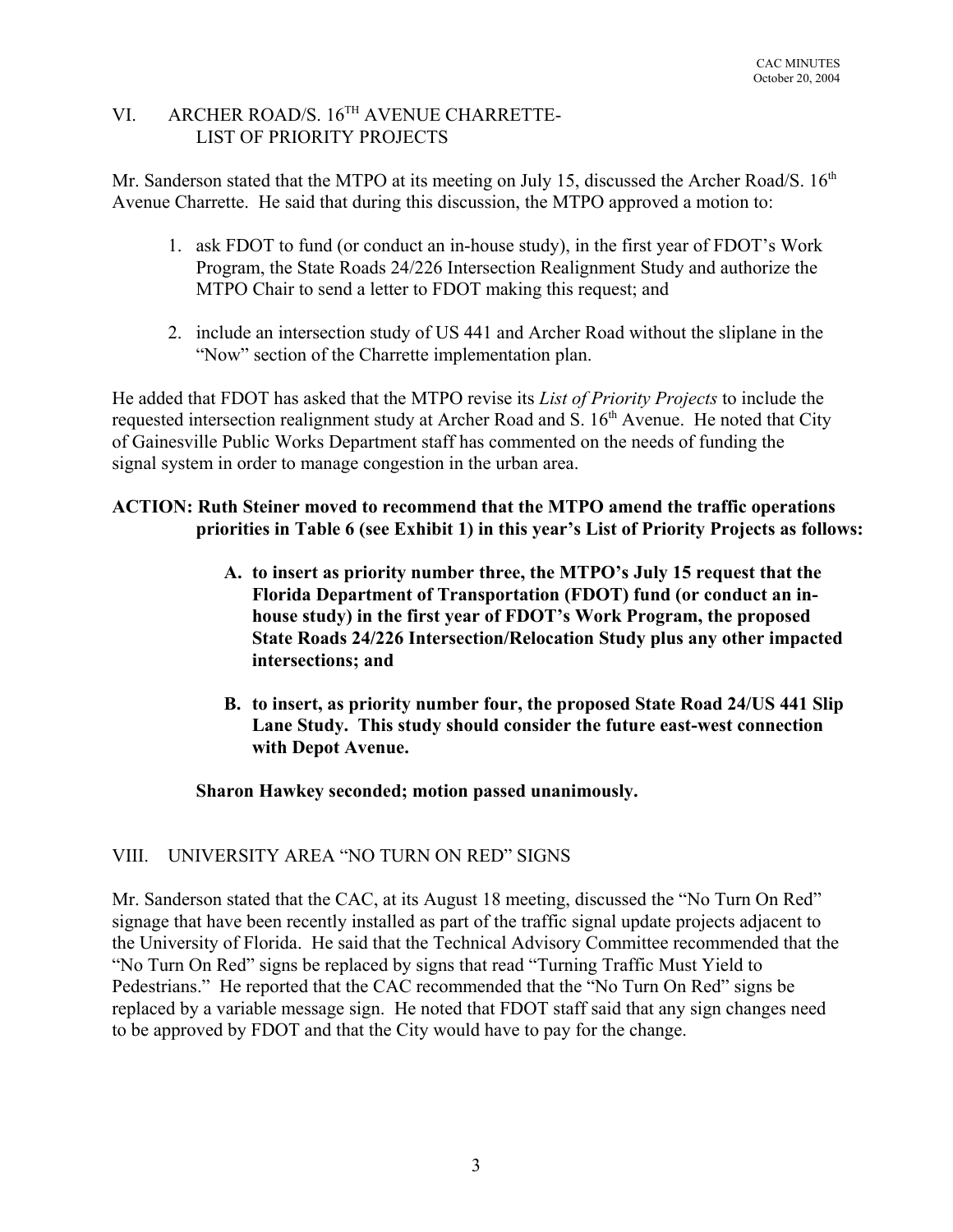## VI. ARCHER ROAD/S. 16TH AVENUE CHARRETTE- LIST OF PRIORITY PROJECTS

Mr. Sanderson stated that the MTPO at its meeting on July 15, discussed the Archer Road/S. 16th Avenue Charrette. He said that during this discussion, the MTPO approved a motion to:

1. ask FDOT to fund (or conduct an in-house study), in the first year of FDOT's Work Program, the State Roads 24/226 Intersection Realignment Study and authorize the MTPO Chair to send a letter to FDOT making this request; and
2. include an intersection study of US 441 and Archer Road without the sliplane in the "Now" section of the Charrette implementation plan.

He added that FDOT has asked that the MTPO revise its *List of Priority Projects* to include the requested intersection realignment study at Archer Road and S. 16th Avenue. He noted that City of Gainesville Public Works Department staff has commented on the needs of funding the signal system in order to manage congestion in the urban area.

**ACTION: Ruth Steiner moved to recommend that the MTPO amend the traffic operations priorities in Table 6 (see Exhibit 1) in this year's List of Priority Projects as follows:**

> **A. to insert as priority number three, the MTPO's July 15 request that the Florida Department of Transportation (FDOT) fund (or conduct an in-house study) in the first year of FDOT's Work Program, the proposed State Roads 24/226 Intersection/Relocation Study plus any other impacted intersections; and**
>
> **B. to insert, as priority number four, the proposed State Road 24/US 441 Slip Lane Study. This study should consider the future east-west connection with Depot Avenue.**

**Sharon Hawkey seconded; motion passed unanimously.**

## VIII. UNIVERSITY AREA "NO TURN ON RED" SIGNS

Mr. Sanderson stated that the CAC, at its August 18 meeting, discussed the "No Turn On Red" signage that have been recently installed as part of the traffic signal update projects adjacent to the University of Florida. He said that the Technical Advisory Committee recommended that the "No Turn On Red" signs be replaced by signs that read "Turning Traffic Must Yield to Pedestrians." He reported that the CAC recommended that the "No Turn On Red" signs be replaced by a variable message sign. He noted that FDOT staff said that any sign changes need to be approved by FDOT and that the City would have to pay for the change.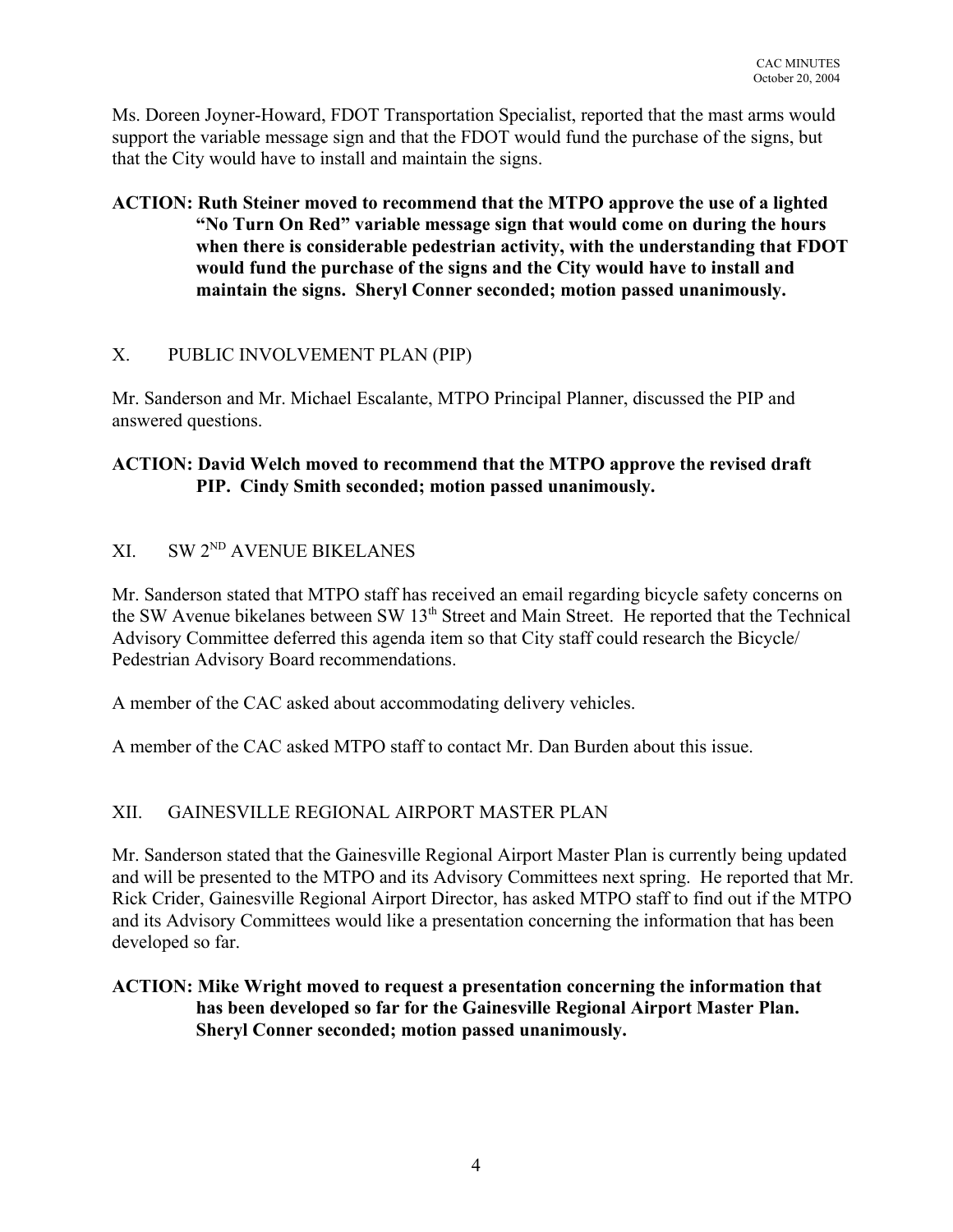Ms. Doreen Joyner-Howard, FDOT Transportation Specialist, reported that the mast arms would support the variable message sign and that the FDOT would fund the purchase of the signs, but that the City would have to install and maintain the signs.

**ACTION: Ruth Steiner moved to recommend that the MTPO approve the use of a lighted "No Turn On Red" variable message sign that would come on during the hours when there is considerable pedestrian activity, with the understanding that FDOT would fund the purchase of the signs and the City would have to install and maintain the signs. Sheryl Conner seconded; motion passed unanimously.**

## X. PUBLIC INVOLVEMENT PLAN (PIP)

Mr. Sanderson and Mr. Michael Escalante, MTPO Principal Planner, discussed the PIP and answered questions.

**ACTION: David Welch moved to recommend that the MTPO approve the revised draft PIP. Cindy Smith seconded; motion passed unanimously.**

## XI. SW 2ND AVENUE BIKELANES

Mr. Sanderson stated that MTPO staff has received an email regarding bicycle safety concerns on the SW Avenue bikelanes between SW 13th Street and Main Street. He reported that the Technical Advisory Committee deferred this agenda item so that City staff could research the Bicycle/ Pedestrian Advisory Board recommendations.

A member of the CAC asked about accommodating delivery vehicles.

A member of the CAC asked MTPO staff to contact Mr. Dan Burden about this issue.

## XII. GAINESVILLE REGIONAL AIRPORT MASTER PLAN

Mr. Sanderson stated that the Gainesville Regional Airport Master Plan is currently being updated and will be presented to the MTPO and its Advisory Committees next spring. He reported that Mr. Rick Crider, Gainesville Regional Airport Director, has asked MTPO staff to find out if the MTPO and its Advisory Committees would like a presentation concerning the information that has been developed so far.

**ACTION: Mike Wright moved to request a presentation concerning the information that has been developed so far for the Gainesville Regional Airport Master Plan. Sheryl Conner seconded; motion passed unanimously.**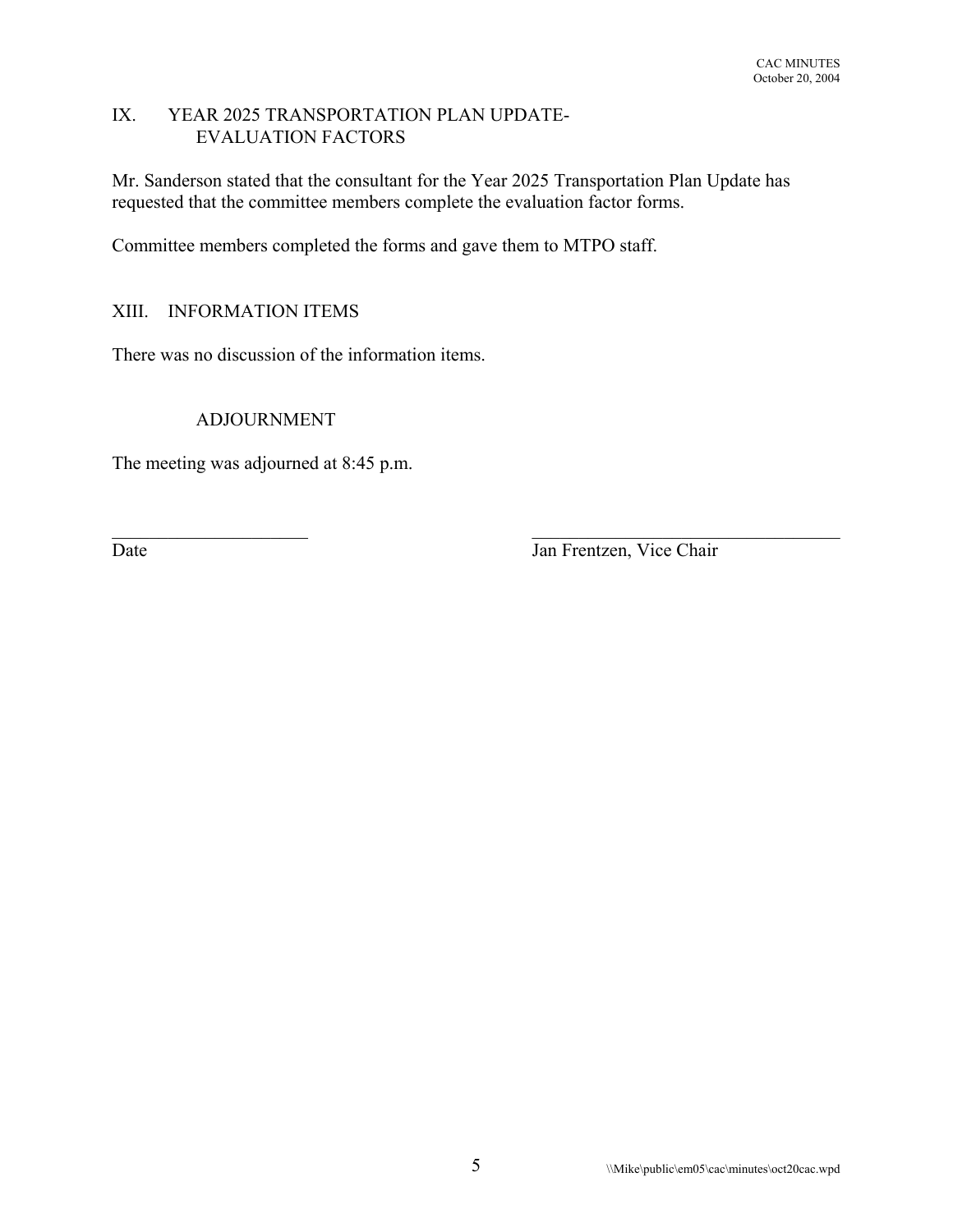## IX. YEAR 2025 TRANSPORTATION PLAN UPDATE- EVALUATION FACTORS

Mr. Sanderson stated that the consultant for the Year 2025 Transportation Plan Update has requested that the committee members complete the evaluation factor forms.

Committee members completed the forms and gave them to MTPO staff.

## XIII. INFORMATION ITEMS

There was no discussion of the information items.

## ADJOURNMENT

The meeting was adjourned at 8:45 p.m.

______________________ ______________________________

Date Jan Frentzen, Vice Chair

\\Mike\public\em05\cac\minutes\oct20cac.wpd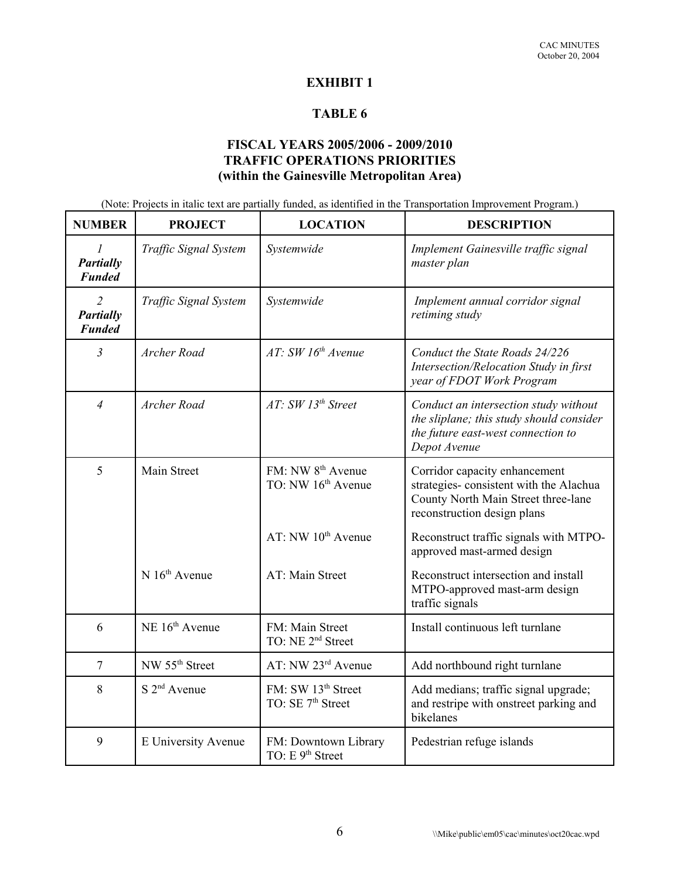# EXHIBIT 1

## TABLE 6

### FISCAL YEARS 2005/2006 - 2009/2010 TRAFFIC OPERATIONS PRIORITIES (within the Gainesville Metropolitan Area)

(Note: Projects in italic text are partially funded, as identified in the Transportation Improvement Program.)

| NUMBER | PROJECT | LOCATION | DESCRIPTION |
|---|---|---|---|
| *1* ***Partially Funded*** | *Traffic Signal System* | *Systemwide* | *Implement Gainesville traffic signal master plan* |
| *2* ***Partially Funded*** | *Traffic Signal System* | *Systemwide* | *Implement annual corridor signal retiming study* |
| *3* | *Archer Road* | *AT: SW 16th Avenue* | *Conduct the State Roads 24/226 Intersection/Relocation Study in first year of FDOT Work Program* |
| *4* | *Archer Road* | *AT: SW 13th Street* | *Conduct an intersection study without the sliplane; this study should consider the future east-west connection to Depot Avenue* |
| 5 | Main Street | FM: NW 8th Avenue TO: NW 16th Avenue | Corridor capacity enhancement strategies- consistent with the Alachua County North Main Street three-lane reconstruction design plans |
| | | AT: NW 10th Avenue | Reconstruct traffic signals with MTPO-approved mast-armed design |
| | N 16th Avenue | AT: Main Street | Reconstruct intersection and install MTPO-approved mast-arm design traffic signals |
| 6 | NE 16th Avenue | FM: Main Street TO: NE 2nd Street | Install continuous left turnlane |
| 7 | NW 55th Street | AT: NW 23rd Avenue | Add northbound right turnlane |
| 8 | S 2nd Avenue | FM: SW 13th Street TO: SE 7th Street | Add medians; traffic signal upgrade; and restripe with onstreet parking and bikelanes |
| 9 | E University Avenue | FM: Downtown Library TO: E 9th Street | Pedestrian refuge islands |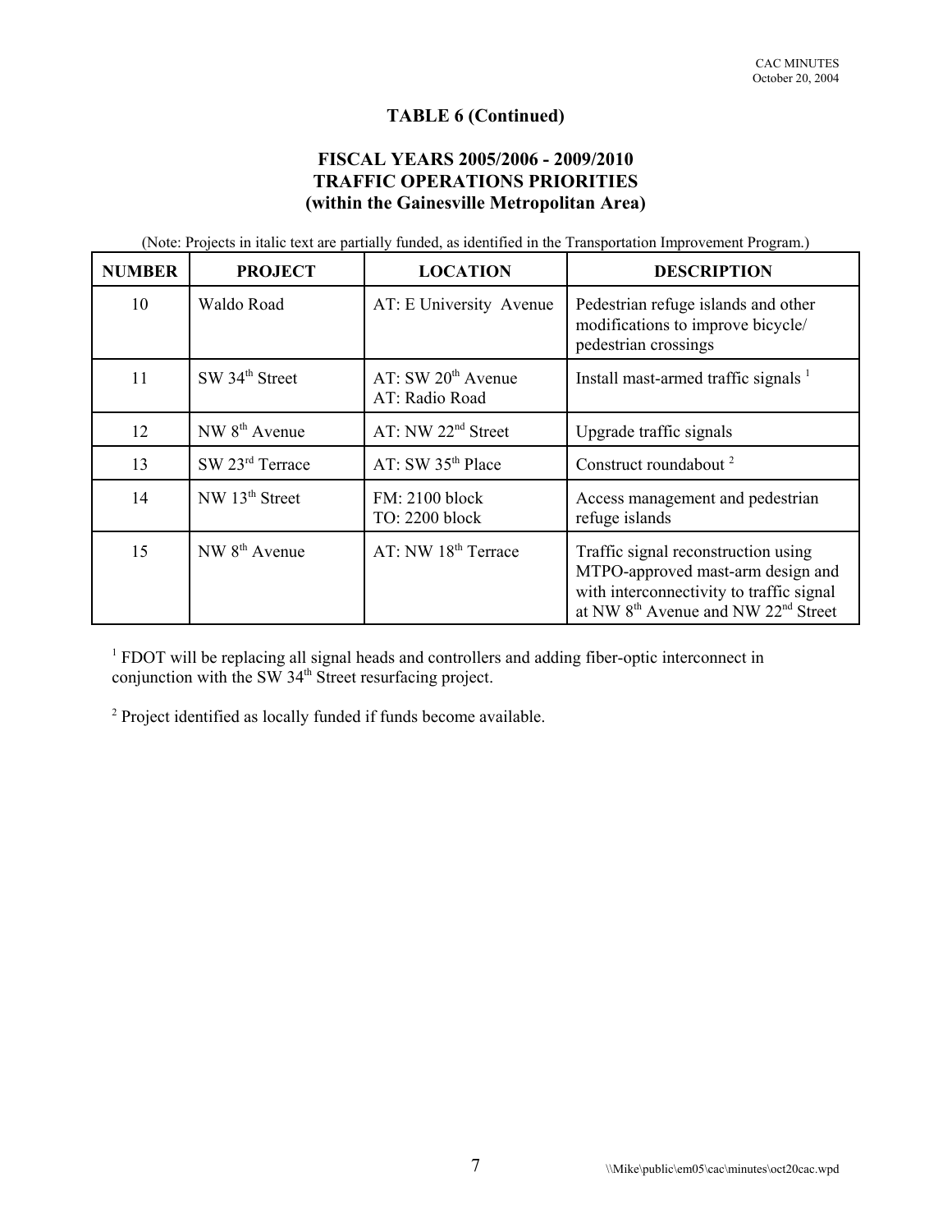**TABLE 6 (Continued)**

**FISCAL YEARS 2005/2006 - 2009/2010**
**TRAFFIC OPERATIONS PRIORITIES**
**(within the Gainesville Metropolitan Area)**

(Note: Projects in italic text are partially funded, as identified in the Transportation Improvement Program.)

| NUMBER | PROJECT | LOCATION | DESCRIPTION |
|---|---|---|---|
| 10 | Waldo Road | AT: E University Avenue | Pedestrian refuge islands and other modifications to improve bicycle/ pedestrian crossings |
| 11 | SW 34th Street | AT: SW 20th Avenue<br>AT: Radio Road | Install mast-armed traffic signals [1] |
| 12 | NW 8th Avenue | AT: NW 22nd Street | Upgrade traffic signals |
| 13 | SW 23rd Terrace | AT: SW 35th Place | Construct roundabout [2] |
| 14 | NW 13th Street | FM: 2100 block<br>TO: 2200 block | Access management and pedestrian refuge islands |
| 15 | NW 8th Avenue | AT: NW 18th Terrace | Traffic signal reconstruction using MTPO-approved mast-arm design and with interconnectivity to traffic signal at NW 8th Avenue and NW 22nd Street |

[1] FDOT will be replacing all signal heads and controllers and adding fiber-optic interconnect in conjunction with the SW 34th Street resurfacing project.

[2] Project identified as locally funded if funds become available.